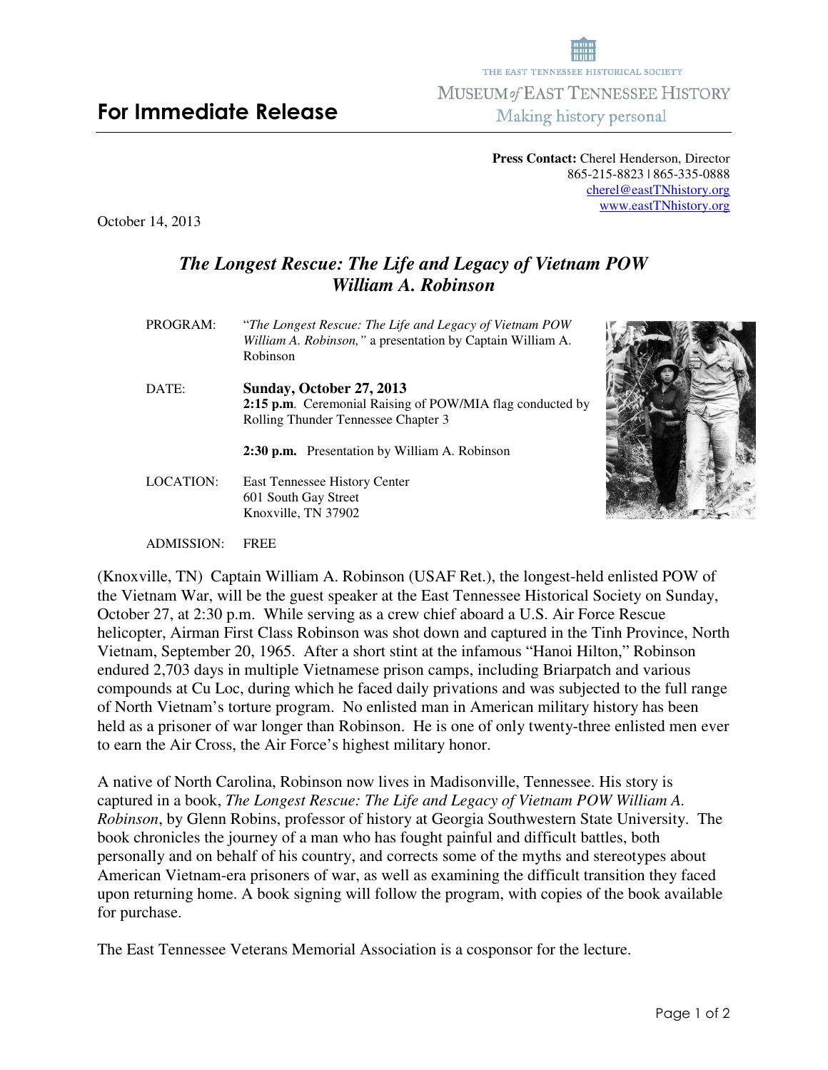THE EAST TENNESSEE HISTORICAL SOCIETY

MUSEUM *of* EAST TENNESSEE HISTORY

Making history personal

# For Immediate Release

**Press Contact:** Cherel Henderson, Director
865-215-8823 | 865-335-0888
cherel@eastTNhistory.org
www.eastTNhistory.org

October 14, 2013

## *The Longest Rescue: The Life and Legacy of Vietnam POW William A. Robinson*

PROGRAM: "*The Longest Rescue: The Life and Legacy of Vietnam POW William A. Robinson,*" a presentation by Captain William A. Robinson

DATE: **Sunday, October 27, 2013**
**2:15 p.m**. Ceremonial Raising of POW/MIA flag conducted by Rolling Thunder Tennessee Chapter 3

**2:30 p.m.** Presentation by William A. Robinson

LOCATION: East Tennessee History Center
601 South Gay Street
Knoxville, TN 37902

ADMISSION: FREE

(Knoxville, TN) Captain William A. Robinson (USAF Ret.), the longest-held enlisted POW of the Vietnam War, will be the guest speaker at the East Tennessee Historical Society on Sunday, October 27, at 2:30 p.m. While serving as a crew chief aboard a U.S. Air Force Rescue helicopter, Airman First Class Robinson was shot down and captured in the Tinh Province, North Vietnam, September 20, 1965. After a short stint at the infamous "Hanoi Hilton," Robinson endured 2,703 days in multiple Vietnamese prison camps, including Briarpatch and various compounds at Cu Loc, during which he faced daily privations and was subjected to the full range of North Vietnam's torture program. No enlisted man in American military history has been held as a prisoner of war longer than Robinson. He is one of only twenty-three enlisted men ever to earn the Air Cross, the Air Force's highest military honor.

A native of North Carolina, Robinson now lives in Madisonville, Tennessee. His story is captured in a book, *The Longest Rescue: The Life and Legacy of Vietnam POW William A. Robinson*, by Glenn Robins, professor of history at Georgia Southwestern State University. The book chronicles the journey of a man who has fought painful and difficult battles, both personally and on behalf of his country, and corrects some of the myths and stereotypes about American Vietnam-era prisoners of war, as well as examining the difficult transition they faced upon returning home. A book signing will follow the program, with copies of the book available for purchase.

The East Tennessee Veterans Memorial Association is a cosponsor for the lecture.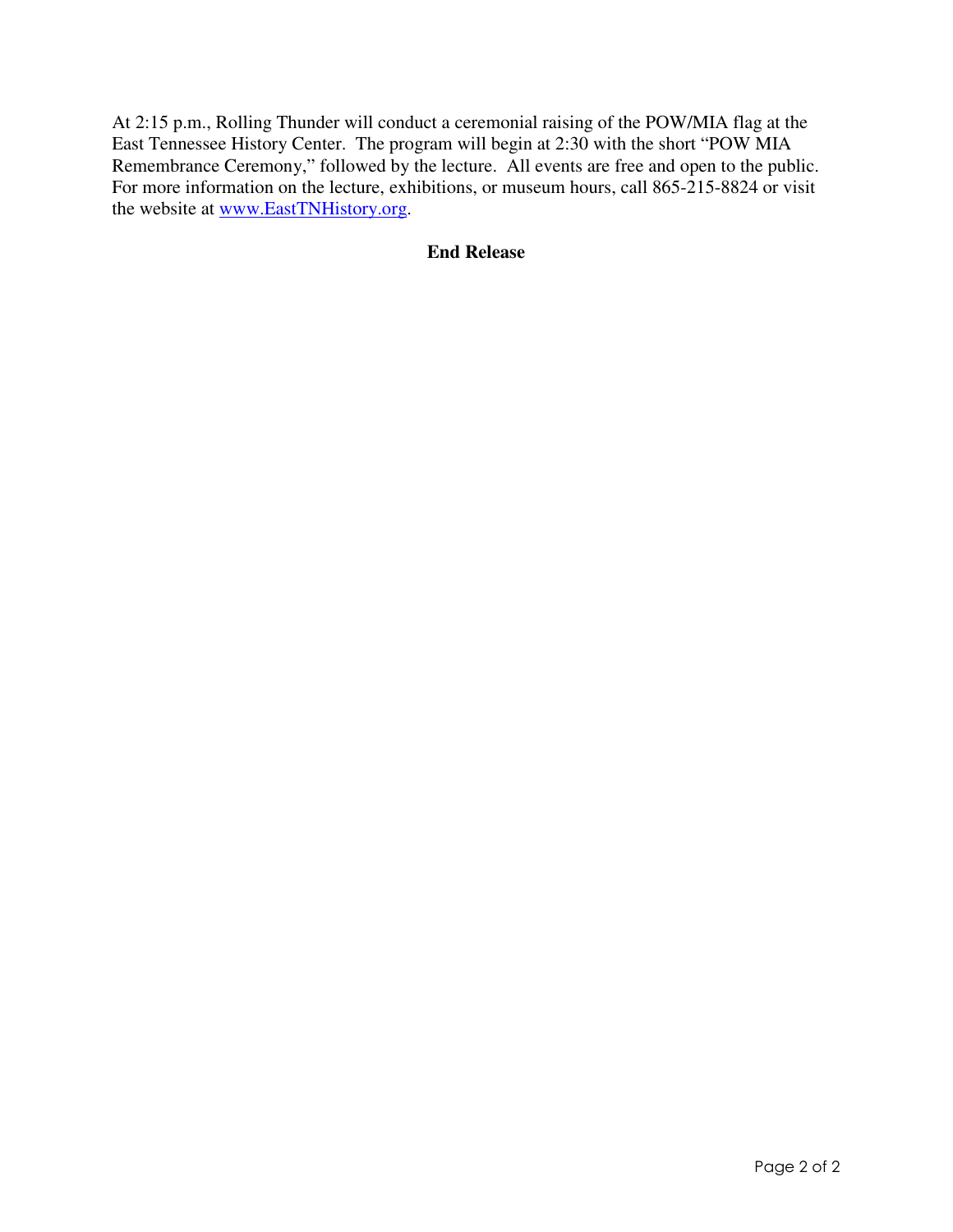At 2:15 p.m., Rolling Thunder will conduct a ceremonial raising of the POW/MIA flag at the East Tennessee History Center. The program will begin at 2:30 with the short "POW MIA Remembrance Ceremony," followed by the lecture. All events are free and open to the public. For more information on the lecture, exhibitions, or museum hours, call 865-215-8824 or visit the website at www.EastTNHistory.org.

**End Release**